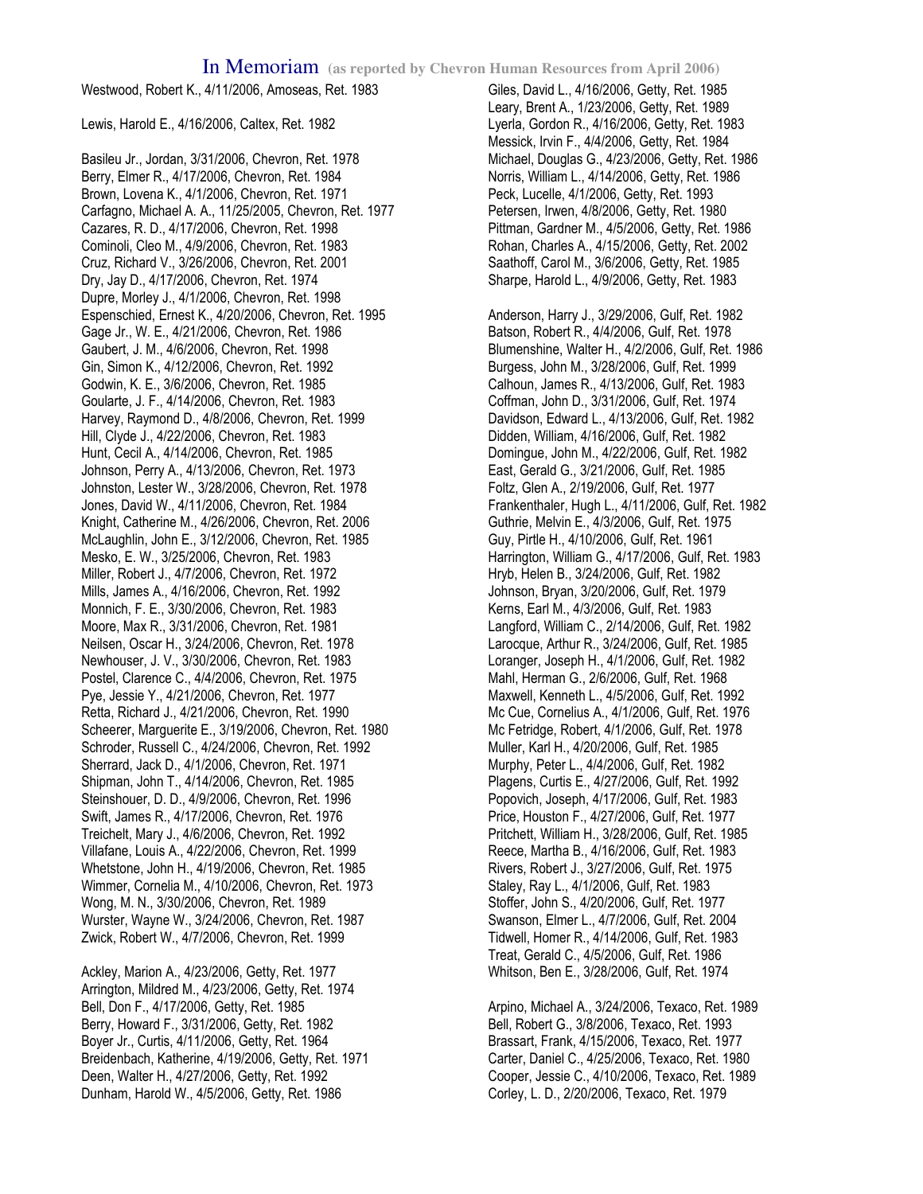# In Memoriam (as reported by Chevron Human Resources from April 2006)

Westwood, Robert K., 4/11/2006, Amoseas, Ret. 1983

Lewis, Harold E., 4/16/2006, Caltex, Ret. 1982

Basileu Jr., Jordan, 3/31/2006, Chevron, Ret. 1978
Berry, Elmer R., 4/17/2006, Chevron, Ret. 1984
Brown, Lovena K., 4/1/2006, Chevron, Ret. 1971
Carfagno, Michael A. A., 11/25/2005, Chevron, Ret. 1977
Cazares, R. D., 4/17/2006, Chevron, Ret. 1998
Cominoli, Cleo M., 4/9/2006, Chevron, Ret. 1983
Cruz, Richard V., 3/26/2006, Chevron, Ret. 2001
Dry, Jay D., 4/17/2006, Chevron, Ret. 1974
Dupre, Morley J., 4/1/2006, Chevron, Ret. 1998
Espenschied, Ernest K., 4/20/2006, Chevron, Ret. 1995
Gage Jr., W. E., 4/21/2006, Chevron, Ret. 1986
Gaubert, J. M., 4/6/2006, Chevron, Ret. 1998
Gin, Simon K., 4/12/2006, Chevron, Ret. 1992
Godwin, K. E., 3/6/2006, Chevron, Ret. 1985
Goularte, J. F., 4/14/2006, Chevron, Ret. 1983
Harvey, Raymond D., 4/8/2006, Chevron, Ret. 1999
Hill, Clyde J., 4/22/2006, Chevron, Ret. 1983
Hunt, Cecil A., 4/14/2006, Chevron, Ret. 1985
Johnson, Perry A., 4/13/2006, Chevron, Ret. 1973
Johnston, Lester W., 3/28/2006, Chevron, Ret. 1978
Jones, David W., 4/11/2006, Chevron, Ret. 1984
Knight, Catherine M., 4/26/2006, Chevron, Ret. 2006
McLaughlin, John E., 3/12/2006, Chevron, Ret. 1985
Mesko, E. W., 3/25/2006, Chevron, Ret. 1983
Miller, Robert J., 4/7/2006, Chevron, Ret. 1972
Mills, James A., 4/16/2006, Chevron, Ret. 1992
Monnich, F. E., 3/30/2006, Chevron, Ret. 1983
Moore, Max R., 3/31/2006, Chevron, Ret. 1981
Neilsen, Oscar H., 3/24/2006, Chevron, Ret. 1978
Newhouser, J. V., 3/30/2006, Chevron, Ret. 1983
Postel, Clarence C., 4/4/2006, Chevron, Ret. 1975
Pye, Jessie Y., 4/21/2006, Chevron, Ret. 1977
Retta, Richard J., 4/21/2006, Chevron, Ret. 1990
Scheerer, Marguerite E., 3/19/2006, Chevron, Ret. 1980
Schroder, Russell C., 4/24/2006, Chevron, Ret. 1992
Sherrard, Jack D., 4/1/2006, Chevron, Ret. 1971
Shipman, John T., 4/14/2006, Chevron, Ret. 1985
Steinshouer, D. D., 4/9/2006, Chevron, Ret. 1996
Swift, James R., 4/17/2006, Chevron, Ret. 1976
Treichelt, Mary J., 4/6/2006, Chevron, Ret. 1992
Villafane, Louis A., 4/22/2006, Chevron, Ret. 1999
Whetstone, John H., 4/19/2006, Chevron, Ret. 1985
Wimmer, Cornelia M., 4/10/2006, Chevron, Ret. 1973
Wong, M. N., 3/30/2006, Chevron, Ret. 1989
Wurster, Wayne W., 3/24/2006, Chevron, Ret. 1987
Zwick, Robert W., 4/7/2006, Chevron, Ret. 1999

Ackley, Marion A., 4/23/2006, Getty, Ret. 1977
Arrington, Mildred M., 4/23/2006, Getty, Ret. 1974
Bell, Don F., 4/17/2006, Getty, Ret. 1985
Berry, Howard F., 3/31/2006, Getty, Ret. 1982
Boyer Jr., Curtis, 4/11/2006, Getty, Ret. 1964
Breidenbach, Katherine, 4/19/2006, Getty, Ret. 1971
Deen, Walter H., 4/27/2006, Getty, Ret. 1992
Dunham, Harold W., 4/5/2006, Getty, Ret. 1986
Giles, David L., 4/16/2006, Getty, Ret. 1985
Leary, Brent A., 1/23/2006, Getty, Ret. 1989
Lyerla, Gordon R., 4/16/2006, Getty, Ret. 1983
Messick, Irvin F., 4/4/2006, Getty, Ret. 1984
Michael, Douglas G., 4/23/2006, Getty, Ret. 1986
Norris, William L., 4/14/2006, Getty, Ret. 1986
Peck, Lucelle, 4/1/2006, Getty, Ret. 1993
Petersen, Irwen, 4/8/2006, Getty, Ret. 1980
Pittman, Gardner M., 4/5/2006, Getty, Ret. 1986
Rohan, Charles A., 4/15/2006, Getty, Ret. 2002
Saathoff, Carol M., 3/6/2006, Getty, Ret. 1985
Sharpe, Harold L., 4/9/2006, Getty, Ret. 1983

Anderson, Harry J., 3/29/2006, Gulf, Ret. 1982
Batson, Robert R., 4/4/2006, Gulf, Ret. 1978
Blumenshine, Walter H., 4/2/2006, Gulf, Ret. 1986
Burgess, John M., 3/28/2006, Gulf, Ret. 1999
Calhoun, James R., 4/13/2006, Gulf, Ret. 1983
Coffman, John D., 3/31/2006, Gulf, Ret. 1974
Davidson, Edward L., 4/13/2006, Gulf, Ret. 1982
Didden, William, 4/16/2006, Gulf, Ret. 1982
Domingue, John M., 4/22/2006, Gulf, Ret. 1982
East, Gerald G., 3/21/2006, Gulf, Ret. 1985
Foltz, Glen A., 2/19/2006, Gulf, Ret. 1977
Frankenthaler, Hugh L., 4/11/2006, Gulf, Ret. 1982
Guthrie, Melvin E., 4/3/2006, Gulf, Ret. 1975
Guy, Pirtle H., 4/10/2006, Gulf, Ret. 1961
Harrington, William G., 4/17/2006, Gulf, Ret. 1983
Hryb, Helen B., 3/24/2006, Gulf, Ret. 1982
Johnson, Bryan, 3/20/2006, Gulf, Ret. 1979
Kerns, Earl M., 4/3/2006, Gulf, Ret. 1983
Langford, William C., 2/14/2006, Gulf, Ret. 1982
Larocque, Arthur R., 3/24/2006, Gulf, Ret. 1985
Loranger, Joseph H., 4/1/2006, Gulf, Ret. 1982
Mahl, Herman G., 2/6/2006, Gulf, Ret. 1968
Maxwell, Kenneth L., 4/5/2006, Gulf, Ret. 1992
Mc Cue, Cornelius A., 4/1/2006, Gulf, Ret. 1976
Mc Fetridge, Robert, 4/1/2006, Gulf, Ret. 1978
Muller, Karl H., 4/20/2006, Gulf, Ret. 1985
Murphy, Peter L., 4/4/2006, Gulf, Ret. 1982
Plagens, Curtis E., 4/27/2006, Gulf, Ret. 1992
Popovich, Joseph, 4/17/2006, Gulf, Ret. 1983
Price, Houston F., 4/27/2006, Gulf, Ret. 1977
Pritchett, William H., 3/28/2006, Gulf, Ret. 1985
Reece, Martha B., 4/16/2006, Gulf, Ret. 1983
Rivers, Robert J., 3/27/2006, Gulf, Ret. 1975
Staley, Ray L., 4/1/2006, Gulf, Ret. 1983
Stoffer, John S., 4/20/2006, Gulf, Ret. 1977
Swanson, Elmer L., 4/7/2006, Gulf, Ret. 2004
Tidwell, Homer R., 4/14/2006, Gulf, Ret. 1983
Treat, Gerald C., 4/5/2006, Gulf, Ret. 1986
Whitson, Ben E., 3/28/2006, Gulf, Ret. 1974

Arpino, Michael A., 3/24/2006, Texaco, Ret. 1989
Bell, Robert G., 3/8/2006, Texaco, Ret. 1993
Brassart, Frank, 4/15/2006, Texaco, Ret. 1977
Carter, Daniel C., 4/25/2006, Texaco, Ret. 1980
Cooper, Jessie C., 4/10/2006, Texaco, Ret. 1989
Corley, L. D., 2/20/2006, Texaco, Ret. 1979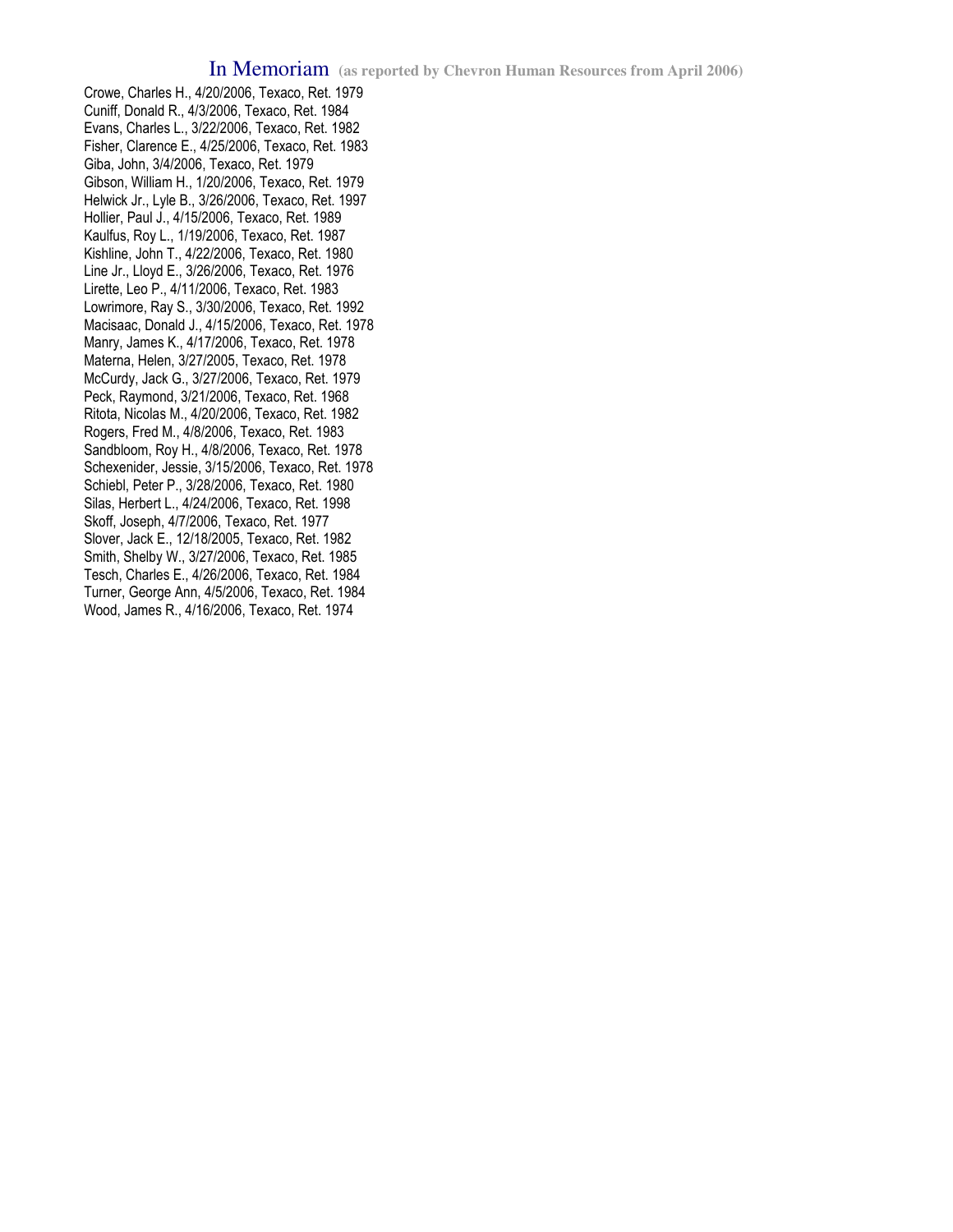# In Memoriam (as reported by Chevron Human Resources from April 2006)

Crowe, Charles H., 4/20/2006, Texaco, Ret. 1979
Cuniff, Donald R., 4/3/2006, Texaco, Ret. 1984
Evans, Charles L., 3/22/2006, Texaco, Ret. 1982
Fisher, Clarence E., 4/25/2006, Texaco, Ret. 1983
Giba, John, 3/4/2006, Texaco, Ret. 1979
Gibson, William H., 1/20/2006, Texaco, Ret. 1979
Helwick Jr., Lyle B., 3/26/2006, Texaco, Ret. 1997
Hollier, Paul J., 4/15/2006, Texaco, Ret. 1989
Kaulfus, Roy L., 1/19/2006, Texaco, Ret. 1987
Kishline, John T., 4/22/2006, Texaco, Ret. 1980
Line Jr., Lloyd E., 3/26/2006, Texaco, Ret. 1976
Lirette, Leo P., 4/11/2006, Texaco, Ret. 1983
Lowrimore, Ray S., 3/30/2006, Texaco, Ret. 1992
Macisaac, Donald J., 4/15/2006, Texaco, Ret. 1978
Manry, James K., 4/17/2006, Texaco, Ret. 1978
Materna, Helen, 3/27/2005, Texaco, Ret. 1978
McCurdy, Jack G., 3/27/2006, Texaco, Ret. 1979
Peck, Raymond, 3/21/2006, Texaco, Ret. 1968
Ritota, Nicolas M., 4/20/2006, Texaco, Ret. 1982
Rogers, Fred M., 4/8/2006, Texaco, Ret. 1983
Sandbloom, Roy H., 4/8/2006, Texaco, Ret. 1978
Schexenider, Jessie, 3/15/2006, Texaco, Ret. 1978
Schiebl, Peter P., 3/28/2006, Texaco, Ret. 1980
Silas, Herbert L., 4/24/2006, Texaco, Ret. 1998
Skoff, Joseph, 4/7/2006, Texaco, Ret. 1977
Slover, Jack E., 12/18/2005, Texaco, Ret. 1982
Smith, Shelby W., 3/27/2006, Texaco, Ret. 1985
Tesch, Charles E., 4/26/2006, Texaco, Ret. 1984
Turner, George Ann, 4/5/2006, Texaco, Ret. 1984
Wood, James R., 4/16/2006, Texaco, Ret. 1974